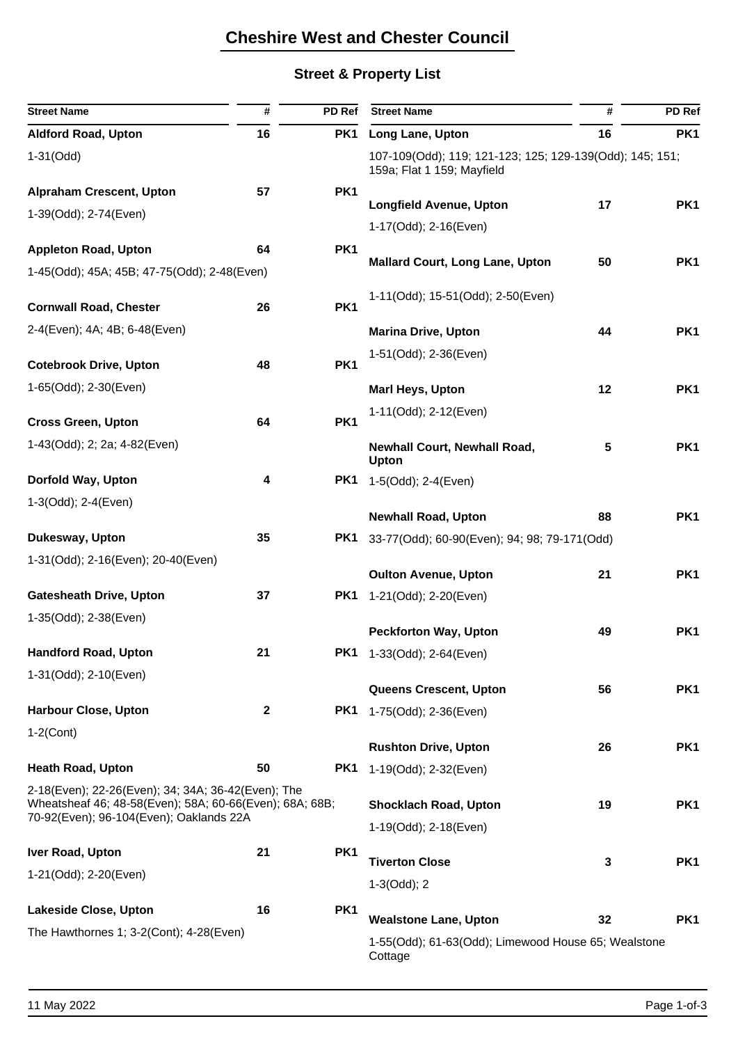# Cheshire West and Chester Council

## Street & Property List

| Street Name | # | PD Ref |
|---|---|---|
| **Aldford Road, Upton** | **16** | **PK1** |
| 1-31(Odd) | | |
| **Alpraham Crescent, Upton** | **57** | **PK1** |
| 1-39(Odd); 2-74(Even) | | |
| **Appleton Road, Upton** | **64** | **PK1** |
| 1-45(Odd); 45A; 45B; 47-75(Odd); 2-48(Even) | | |
| **Cornwall Road, Chester** | **26** | **PK1** |
| 2-4(Even); 4A; 4B; 6-48(Even) | | |
| **Cotebrook Drive, Upton** | **48** | **PK1** |
| 1-65(Odd); 2-30(Even) | | |
| **Cross Green, Upton** | **64** | **PK1** |
| 1-43(Odd); 2; 2a; 4-82(Even) | | |
| **Dorfold Way, Upton** | **4** | **PK1** |
| 1-3(Odd); 2-4(Even) | | |
| **Dukesway, Upton** | **35** | **PK1** |
| 1-31(Odd); 2-16(Even); 20-40(Even) | | |
| **Gatesheath Drive, Upton** | **37** | **PK1** |
| 1-35(Odd); 2-38(Even) | | |
| **Handford Road, Upton** | **21** | **PK1** |
| 1-31(Odd); 2-10(Even) | | |
| **Harbour Close, Upton** | **2** | **PK1** |
| 1-2(Cont) | | |
| **Heath Road, Upton** | **50** | **PK1** |
| 2-18(Even); 22-26(Even); 34; 34A; 36-42(Even); The Wheatsheaf 46; 48-58(Even); 58A; 60-66(Even); 68A; 68B; 70-92(Even); 96-104(Even); Oaklands 22A | | |
| **Iver Road, Upton** | **21** | **PK1** |
| 1-21(Odd); 2-20(Even) | | |
| **Lakeside Close, Upton** | **16** | **PK1** |
| The Hawthornes 1; 3-2(Cont); 4-28(Even) | | |
| **Long Lane, Upton** | **16** | **PK1** |
| 107-109(Odd); 119; 121-123; 125; 129-139(Odd); 145; 151; 159a; Flat 1 159; Mayfield | | |
| **Longfield Avenue, Upton** | **17** | **PK1** |
| 1-17(Odd); 2-16(Even) | | |
| **Mallard Court, Long Lane, Upton** | **50** | **PK1** |
| 1-11(Odd); 15-51(Odd); 2-50(Even) | | |
| **Marina Drive, Upton** | **44** | **PK1** |
| 1-51(Odd); 2-36(Even) | | |
| **Marl Heys, Upton** | **12** | **PK1** |
| 1-11(Odd); 2-12(Even) | | |
| **Newhall Court, Newhall Road, Upton** | **5** | **PK1** |
| 1-5(Odd); 2-4(Even) | | |
| **Newhall Road, Upton** | **88** | **PK1** |
| 33-77(Odd); 60-90(Even); 94; 98; 79-171(Odd) | | |
| **Oulton Avenue, Upton** | **21** | **PK1** |
| 1-21(Odd); 2-20(Even) | | |
| **Peckforton Way, Upton** | **49** | **PK1** |
| 1-33(Odd); 2-64(Even) | | |
| **Queens Crescent, Upton** | **56** | **PK1** |
| 1-75(Odd); 2-36(Even) | | |
| **Rushton Drive, Upton** | **26** | **PK1** |
| 1-19(Odd); 2-32(Even) | | |
| **Shocklach Road, Upton** | **19** | **PK1** |
| 1-19(Odd); 2-18(Even) | | |
| **Tiverton Close** | **3** | **PK1** |
| 1-3(Odd); 2 | | |
| **Wealstone Lane, Upton** | **32** | **PK1** |
| 1-55(Odd); 61-63(Odd); Limewood House 65; Wealstone Cottage | | |

11 May 2022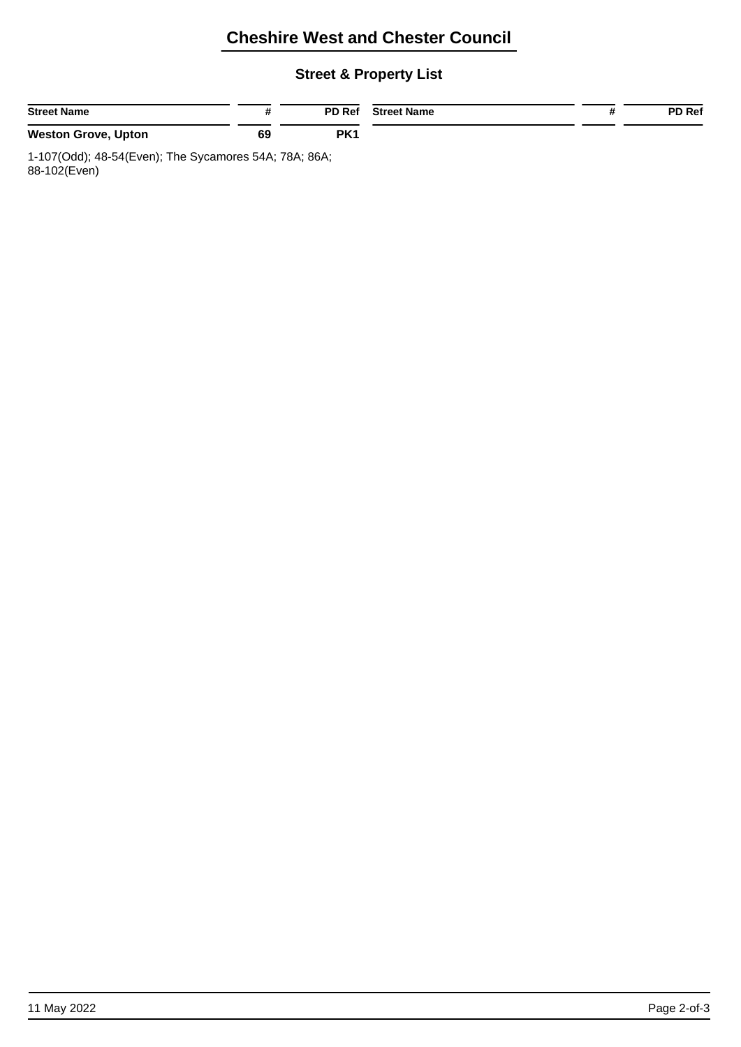# Cheshire West and Chester Council

## Street & Property List

| Street Name | # | PD Ref | Street Name | # | PD Ref |
|---|---|---|---|---|---|
| **Weston Grove, Upton** | **69** | **PK1** | | | |

1-107(Odd); 48-54(Even); The Sycamores 54A; 78A; 86A; 88-102(Even)

11 May 2022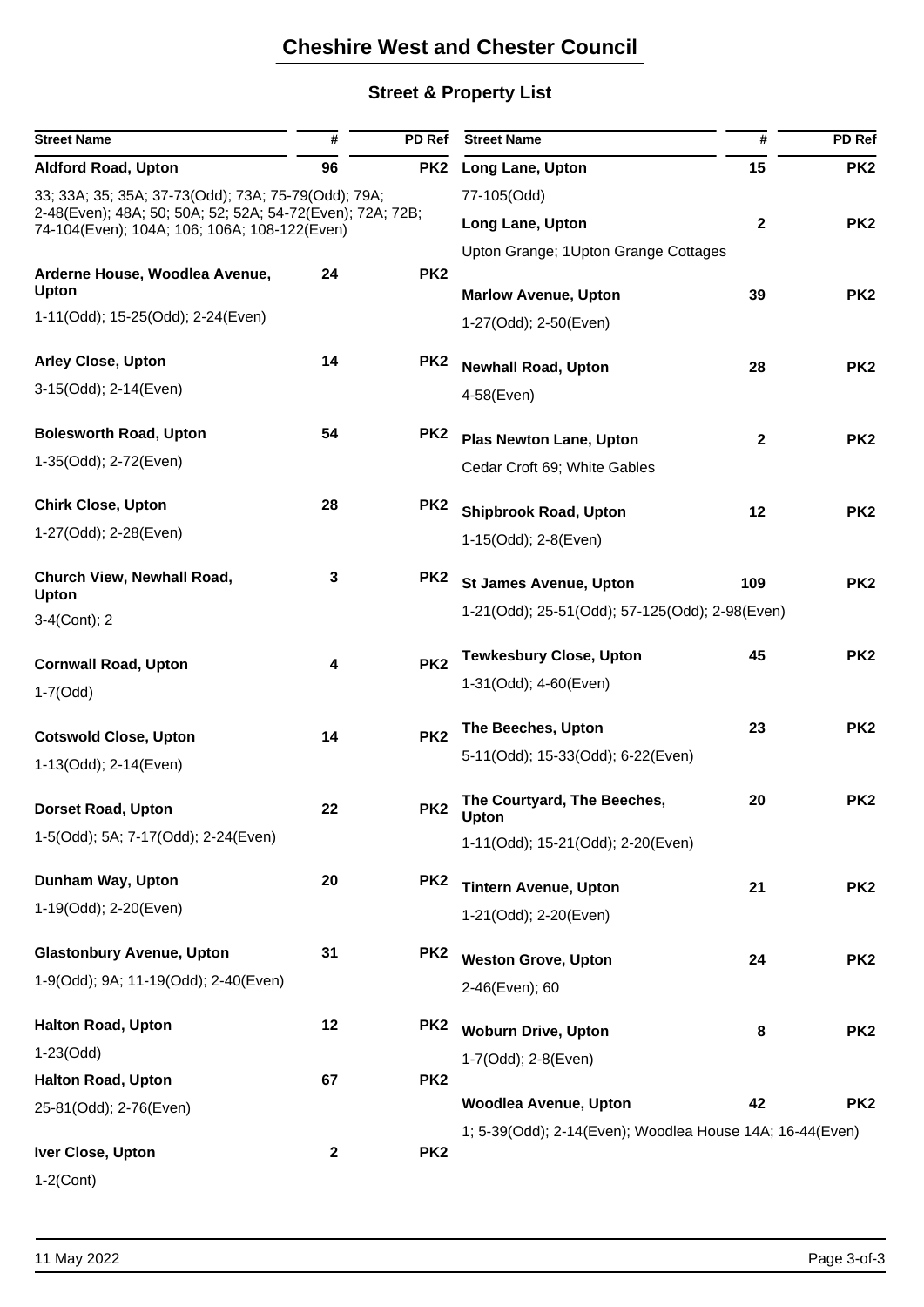# Cheshire West and Chester Council

## Street & Property List

| Street Name | # | PD Ref |
|---|---|---|
| **Aldford Road, Upton** | 96 | PK2 |
| 33; 33A; 35; 35A; 37-73(Odd); 73A; 75-79(Odd); 79A; 2-48(Even); 48A; 50; 50A; 52; 52A; 54-72(Even); 72A; 72B; 74-104(Even); 104A; 106; 106A; 108-122(Even) | | |
| **Arderne House, Woodlea Avenue, Upton** | 24 | PK2 |
| 1-11(Odd); 15-25(Odd); 2-24(Even) | | |
| **Arley Close, Upton** | 14 | PK2 |
| 3-15(Odd); 2-14(Even) | | |
| **Bolesworth Road, Upton** | 54 | PK2 |
| 1-35(Odd); 2-72(Even) | | |
| **Chirk Close, Upton** | 28 | PK2 |
| 1-27(Odd); 2-28(Even) | | |
| **Church View, Newhall Road, Upton** | 3 | PK2 |
| 3-4(Cont); 2 | | |
| **Cornwall Road, Upton** | 4 | PK2 |
| 1-7(Odd) | | |
| **Cotswold Close, Upton** | 14 | PK2 |
| 1-13(Odd); 2-14(Even) | | |
| **Dorset Road, Upton** | 22 | PK2 |
| 1-5(Odd); 5A; 7-17(Odd); 2-24(Even) | | |
| **Dunham Way, Upton** | 20 | PK2 |
| 1-19(Odd); 2-20(Even) | | |
| **Glastonbury Avenue, Upton** | 31 | PK2 |
| 1-9(Odd); 9A; 11-19(Odd); 2-40(Even) | | |
| **Halton Road, Upton** | 12 | PK2 |
| 1-23(Odd) | | |
| **Halton Road, Upton** | 67 | PK2 |
| 25-81(Odd); 2-76(Even) | | |
| **Iver Close, Upton** | 2 | PK2 |
| 1-2(Cont) | | |
| **Long Lane, Upton** | 15 | PK2 |
| 77-105(Odd) | | |
| **Long Lane, Upton** | 2 | PK2 |
| Upton Grange; 1Upton Grange Cottages | | |
| **Marlow Avenue, Upton** | 39 | PK2 |
| 1-27(Odd); 2-50(Even) | | |
| **Newhall Road, Upton** | 28 | PK2 |
| 4-58(Even) | | |
| **Plas Newton Lane, Upton** | 2 | PK2 |
| Cedar Croft 69; White Gables | | |
| **Shipbrook Road, Upton** | 12 | PK2 |
| 1-15(Odd); 2-8(Even) | | |
| **St James Avenue, Upton** | 109 | PK2 |
| 1-21(Odd); 25-51(Odd); 57-125(Odd); 2-98(Even) | | |
| **Tewkesbury Close, Upton** | 45 | PK2 |
| 1-31(Odd); 4-60(Even) | | |
| **The Beeches, Upton** | 23 | PK2 |
| 5-11(Odd); 15-33(Odd); 6-22(Even) | | |
| **The Courtyard, The Beeches, Upton** | 20 | PK2 |
| 1-11(Odd); 15-21(Odd); 2-20(Even) | | |
| **Tintern Avenue, Upton** | 21 | PK2 |
| 1-21(Odd); 2-20(Even) | | |
| **Weston Grove, Upton** | 24 | PK2 |
| 2-46(Even); 60 | | |
| **Woburn Drive, Upton** | 8 | PK2 |
| 1-7(Odd); 2-8(Even) | | |
| **Woodlea Avenue, Upton** | 42 | PK2 |
| 1; 5-39(Odd); 2-14(Even); Woodlea House 14A; 16-44(Even) | | |

11 May 2022